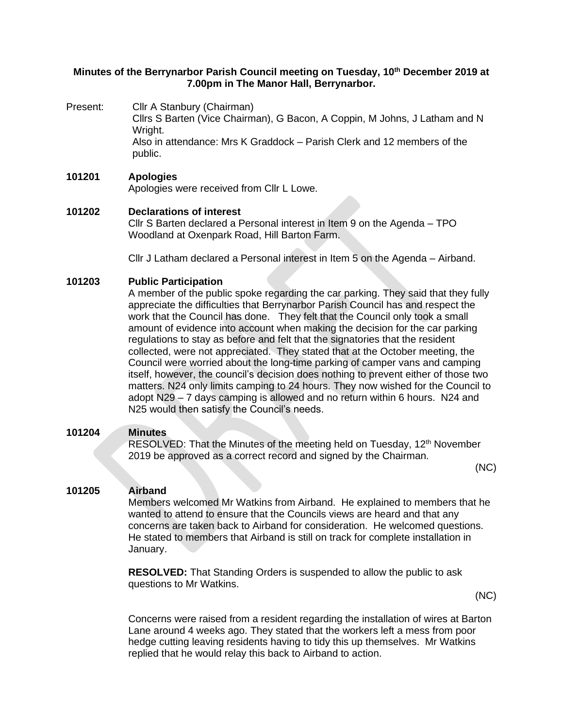**Minutes of the Berrynarbor Parish Council meeting on Tuesday, 10th December 2019 at 7.00pm in The Manor Hall, Berrynarbor.**

Present: Cllr A Stanbury (Chairman)
Cllrs S Barten (Vice Chairman), G Bacon, A Coppin, M Johns, J Latham and N Wright.
Also in attendance: Mrs K Graddock – Parish Clerk and 12 members of the public.

**101201 Apologies**

Apologies were received from Cllr L Lowe.

**101202 Declarations of interest**

Cllr S Barten declared a Personal interest in Item 9 on the Agenda – TPO Woodland at Oxenpark Road, Hill Barton Farm.

Cllr J Latham declared a Personal interest in Item 5 on the Agenda – Airband.

**101203 Public Participation**

A member of the public spoke regarding the car parking. They said that they fully appreciate the difficulties that Berrynarbor Parish Council has and respect the work that the Council has done. They felt that the Council only took a small amount of evidence into account when making the decision for the car parking regulations to stay as before and felt that the signatories that the resident collected, were not appreciated. They stated that at the October meeting, the Council were worried about the long-time parking of camper vans and camping itself, however, the council's decision does nothing to prevent either of those two matters. N24 only limits camping to 24 hours. They now wished for the Council to adopt N29 – 7 days camping is allowed and no return within 6 hours. N24 and N25 would then satisfy the Council's needs.

**101204 Minutes**

RESOLVED: That the Minutes of the meeting held on Tuesday, 12th November 2019 be approved as a correct record and signed by the Chairman.

(NC)

**101205 Airband**

Members welcomed Mr Watkins from Airband. He explained to members that he wanted to attend to ensure that the Councils views are heard and that any concerns are taken back to Airband for consideration. He welcomed questions. He stated to members that Airband is still on track for complete installation in January.

**RESOLVED:** That Standing Orders is suspended to allow the public to ask questions to Mr Watkins.

(NC)

Concerns were raised from a resident regarding the installation of wires at Barton Lane around 4 weeks ago. They stated that the workers left a mess from poor hedge cutting leaving residents having to tidy this up themselves. Mr Watkins replied that he would relay this back to Airband to action.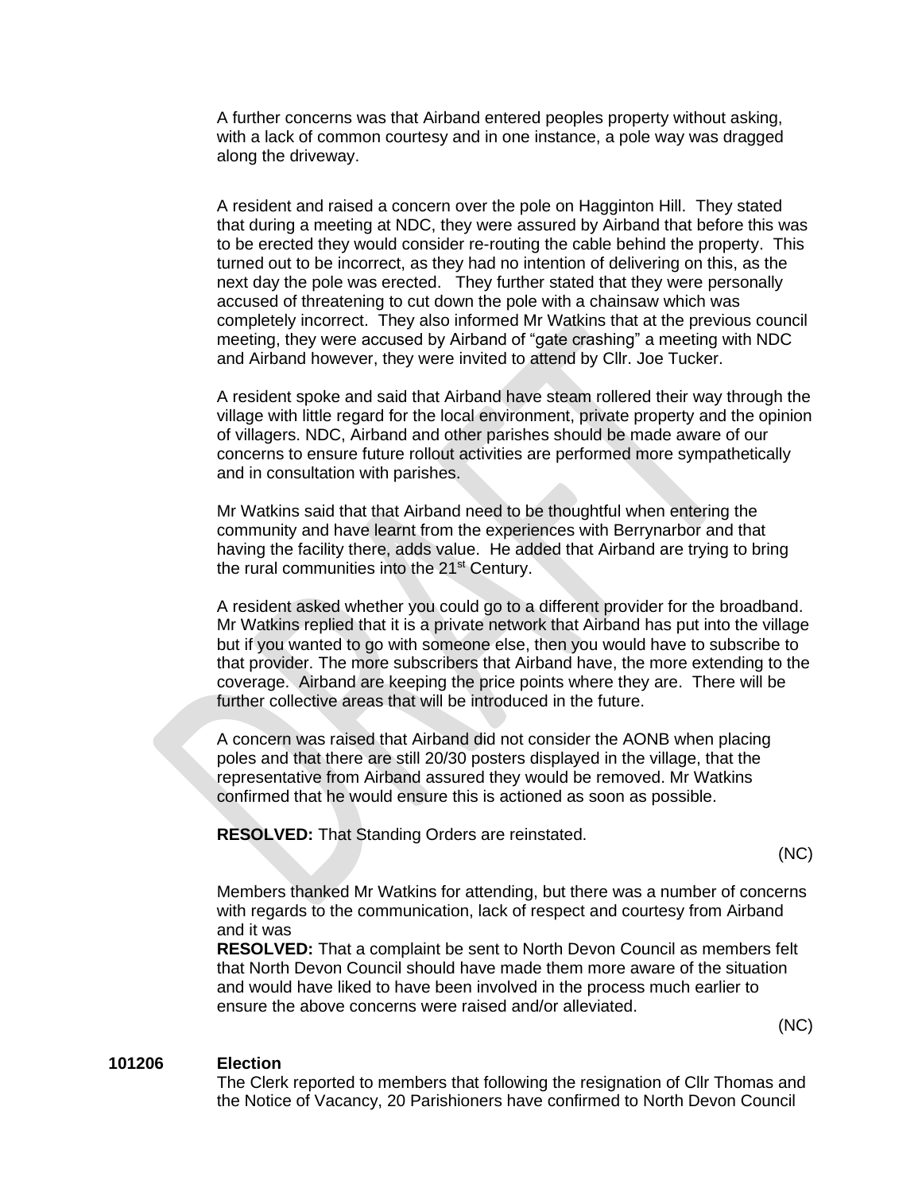A further concerns was that Airband entered peoples property without asking, with a lack of common courtesy and in one instance, a pole way was dragged along the driveway.

A resident and raised a concern over the pole on Hagginton Hill. They stated that during a meeting at NDC, they were assured by Airband that before this was to be erected they would consider re-routing the cable behind the property. This turned out to be incorrect, as they had no intention of delivering on this, as the next day the pole was erected. They further stated that they were personally accused of threatening to cut down the pole with a chainsaw which was completely incorrect. They also informed Mr Watkins that at the previous council meeting, they were accused by Airband of "gate crashing" a meeting with NDC and Airband however, they were invited to attend by Cllr. Joe Tucker.

A resident spoke and said that Airband have steam rollered their way through the village with little regard for the local environment, private property and the opinion of villagers. NDC, Airband and other parishes should be made aware of our concerns to ensure future rollout activities are performed more sympathetically and in consultation with parishes.

Mr Watkins said that that Airband need to be thoughtful when entering the community and have learnt from the experiences with Berrynarbor and that having the facility there, adds value. He added that Airband are trying to bring the rural communities into the 21st Century.

A resident asked whether you could go to a different provider for the broadband. Mr Watkins replied that it is a private network that Airband has put into the village but if you wanted to go with someone else, then you would have to subscribe to that provider. The more subscribers that Airband have, the more extending to the coverage. Airband are keeping the price points where they are. There will be further collective areas that will be introduced in the future.

A concern was raised that Airband did not consider the AONB when placing poles and that there are still 20/30 posters displayed in the village, that the representative from Airband assured they would be removed. Mr Watkins confirmed that he would ensure this is actioned as soon as possible.

**RESOLVED:** That Standing Orders are reinstated.

(NC)

Members thanked Mr Watkins for attending, but there was a number of concerns with regards to the communication, lack of respect and courtesy from Airband and it was

**RESOLVED:** That a complaint be sent to North Devon Council as members felt that North Devon Council should have made them more aware of the situation and would have liked to have been involved in the process much earlier to ensure the above concerns were raised and/or alleviated.

(NC)

**101206 Election**

The Clerk reported to members that following the resignation of Cllr Thomas and the Notice of Vacancy, 20 Parishioners have confirmed to North Devon Council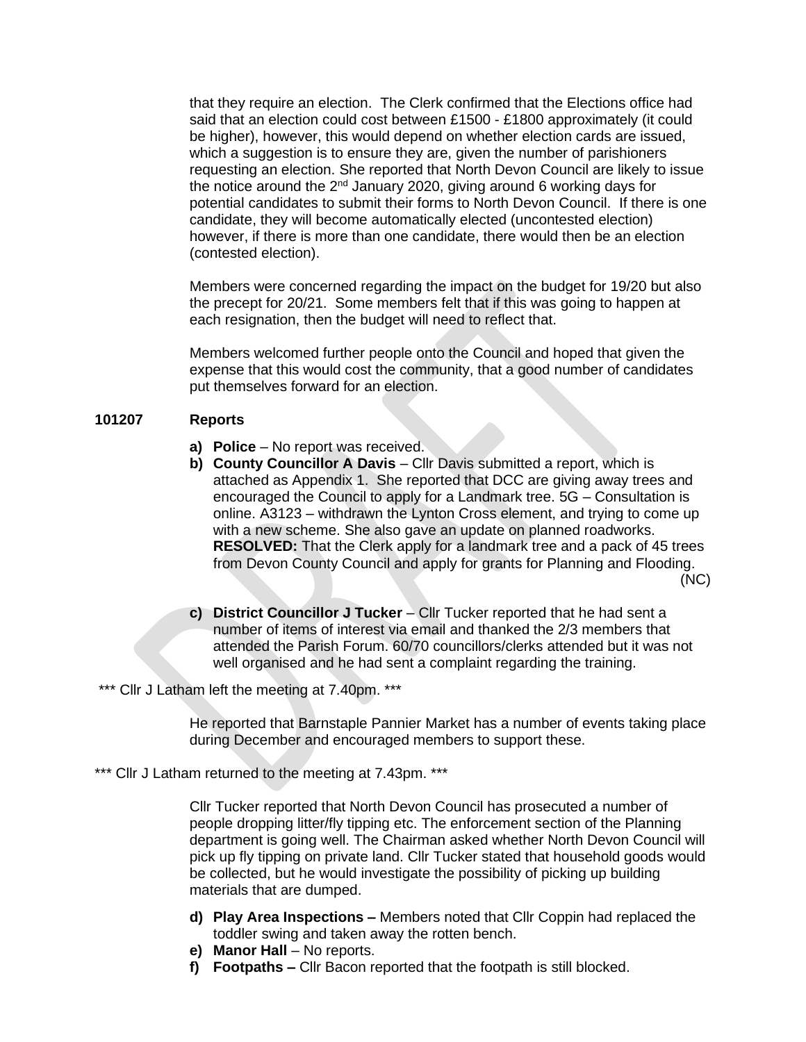that they require an election. The Clerk confirmed that the Elections office had said that an election could cost between £1500 - £1800 approximately (it could be higher), however, this would depend on whether election cards are issued, which a suggestion is to ensure they are, given the number of parishioners requesting an election. She reported that North Devon Council are likely to issue the notice around the 2nd January 2020, giving around 6 working days for potential candidates to submit their forms to North Devon Council. If there is one candidate, they will become automatically elected (uncontested election) however, if there is more than one candidate, there would then be an election (contested election).

Members were concerned regarding the impact on the budget for 19/20 but also the precept for 20/21. Some members felt that if this was going to happen at each resignation, then the budget will need to reflect that.

Members welcomed further people onto the Council and hoped that given the expense that this would cost the community, that a good number of candidates put themselves forward for an election.

**101207 Reports**

a) **Police** – No report was received.
b) **County Councillor A Davis** – Cllr Davis submitted a report, which is attached as Appendix 1. She reported that DCC are giving away trees and encouraged the Council to apply for a Landmark tree. 5G – Consultation is online. A3123 – withdrawn the Lynton Cross element, and trying to come up with a new scheme. She also gave an update on planned roadworks.
**RESOLVED:** That the Clerk apply for a landmark tree and a pack of 45 trees from Devon County Council and apply for grants for Planning and Flooding. (NC)

c) **District Councillor J Tucker** – Cllr Tucker reported that he had sent a number of items of interest via email and thanked the 2/3 members that attended the Parish Forum. 60/70 councillors/clerks attended but it was not well organised and he had sent a complaint regarding the training.

*** Cllr J Latham left the meeting at 7.40pm. ***

He reported that Barnstaple Pannier Market has a number of events taking place during December and encouraged members to support these.

*** Cllr J Latham returned to the meeting at 7.43pm. ***

Cllr Tucker reported that North Devon Council has prosecuted a number of people dropping litter/fly tipping etc. The enforcement section of the Planning department is going well. The Chairman asked whether North Devon Council will pick up fly tipping on private land. Cllr Tucker stated that household goods would be collected, but he would investigate the possibility of picking up building materials that are dumped.

d) **Play Area Inspections –** Members noted that Cllr Coppin had replaced the toddler swing and taken away the rotten bench.
e) **Manor Hall** – No reports.
f) **Footpaths –** Cllr Bacon reported that the footpath is still blocked.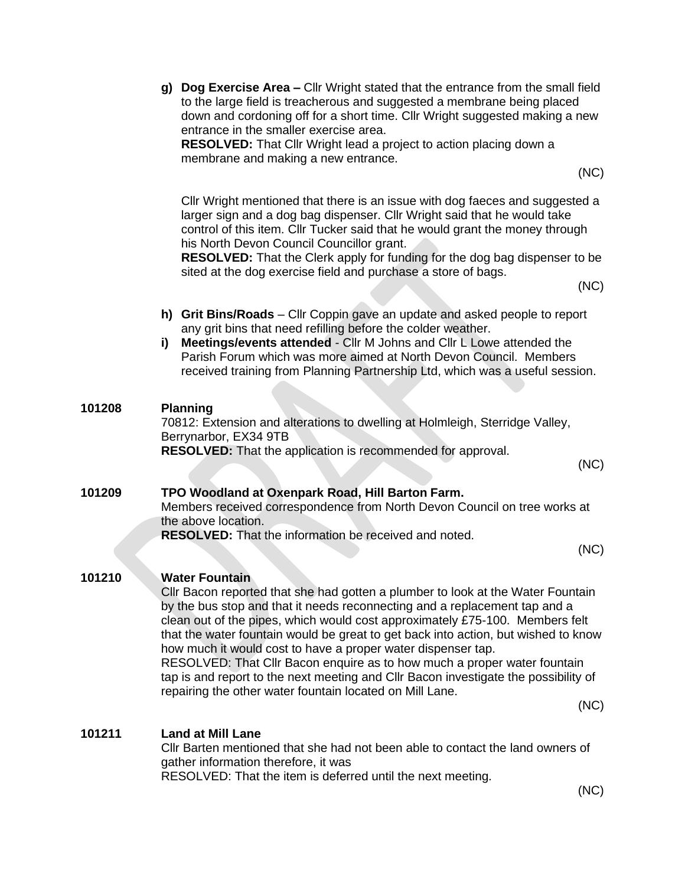g) **Dog Exercise Area –** Cllr Wright stated that the entrance from the small field to the large field is treacherous and suggested a membrane being placed down and cordoning off for a short time. Cllr Wright suggested making a new entrance in the smaller exercise area.
**RESOLVED:** That Cllr Wright lead a project to action placing down a membrane and making a new entrance.

(NC)

Cllr Wright mentioned that there is an issue with dog faeces and suggested a larger sign and a dog bag dispenser. Cllr Wright said that he would take control of this item. Cllr Tucker said that he would grant the money through his North Devon Council Councillor grant.
**RESOLVED:** That the Clerk apply for funding for the dog bag dispenser to be sited at the dog exercise field and purchase a store of bags.

(NC)

h) **Grit Bins/Roads** – Cllr Coppin gave an update and asked people to report any grit bins that need refilling before the colder weather.

i) **Meetings/events attended** - Cllr M Johns and Cllr L Lowe attended the Parish Forum which was more aimed at North Devon Council. Members received training from Planning Partnership Ltd, which was a useful session.

**101208 Planning**

70812: Extension and alterations to dwelling at Holmleigh, Sterridge Valley, Berrynarbor, EX34 9TB
**RESOLVED:** That the application is recommended for approval.

(NC)

**101209 TPO Woodland at Oxenpark Road, Hill Barton Farm.**

Members received correspondence from North Devon Council on tree works at the above location.
**RESOLVED:** That the information be received and noted.

(NC)

**101210 Water Fountain**

Cllr Bacon reported that she had gotten a plumber to look at the Water Fountain by the bus stop and that it needs reconnecting and a replacement tap and a clean out of the pipes, which would cost approximately £75-100. Members felt that the water fountain would be great to get back into action, but wished to know how much it would cost to have a proper water dispenser tap.
RESOLVED: That Cllr Bacon enquire as to how much a proper water fountain tap is and report to the next meeting and Cllr Bacon investigate the possibility of repairing the other water fountain located on Mill Lane.

(NC)

**101211 Land at Mill Lane**

Cllr Barten mentioned that she had not been able to contact the land owners of gather information therefore, it was
RESOLVED: That the item is deferred until the next meeting.

(NC)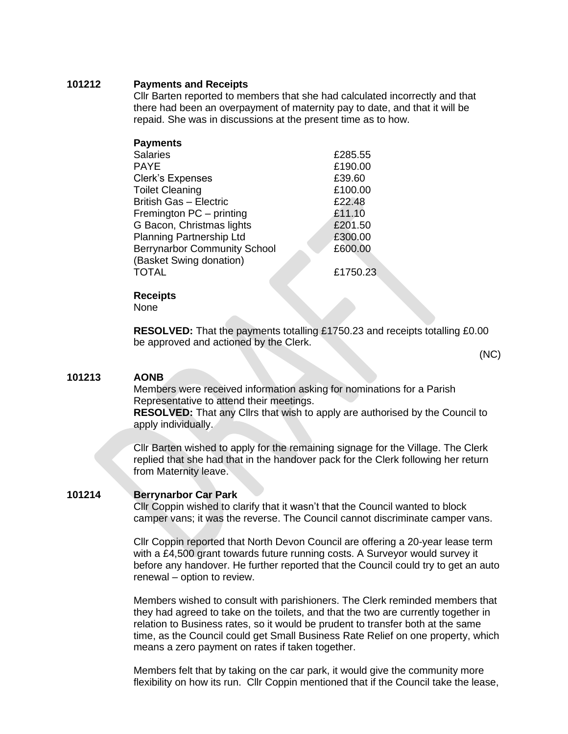**101212 Payments and Receipts**

Cllr Barten reported to members that she had calculated incorrectly and that there had been an overpayment of maternity pay to date, and that it will be repaid. She was in discussions at the present time as to how.

**Payments**

| | |
|---|---|
| Salaries | £285.55 |
| PAYE | £190.00 |
| Clerk's Expenses | £39.60 |
| Toilet Cleaning | £100.00 |
| British Gas – Electric | £22.48 |
| Fremington PC – printing | £11.10 |
| G Bacon, Christmas lights | £201.50 |
| Planning Partnership Ltd | £300.00 |
| Berrynarbor Community School (Basket Swing donation) | £600.00 |
| TOTAL | £1750.23 |

**Receipts**

None

**RESOLVED:** That the payments totalling £1750.23 and receipts totalling £0.00 be approved and actioned by the Clerk.

(NC)

**101213 AONB**

Members were received information asking for nominations for a Parish Representative to attend their meetings.

**RESOLVED:** That any Cllrs that wish to apply are authorised by the Council to apply individually.

Cllr Barten wished to apply for the remaining signage for the Village. The Clerk replied that she had that in the handover pack for the Clerk following her return from Maternity leave.

**101214 Berrynarbor Car Park**

Cllr Coppin wished to clarify that it wasn't that the Council wanted to block camper vans; it was the reverse. The Council cannot discriminate camper vans.

Cllr Coppin reported that North Devon Council are offering a 20-year lease term with a £4,500 grant towards future running costs. A Surveyor would survey it before any handover. He further reported that the Council could try to get an auto renewal – option to review.

Members wished to consult with parishioners. The Clerk reminded members that they had agreed to take on the toilets, and that the two are currently together in relation to Business rates, so it would be prudent to transfer both at the same time, as the Council could get Small Business Rate Relief on one property, which means a zero payment on rates if taken together.

Members felt that by taking on the car park, it would give the community more flexibility on how its run. Cllr Coppin mentioned that if the Council take the lease,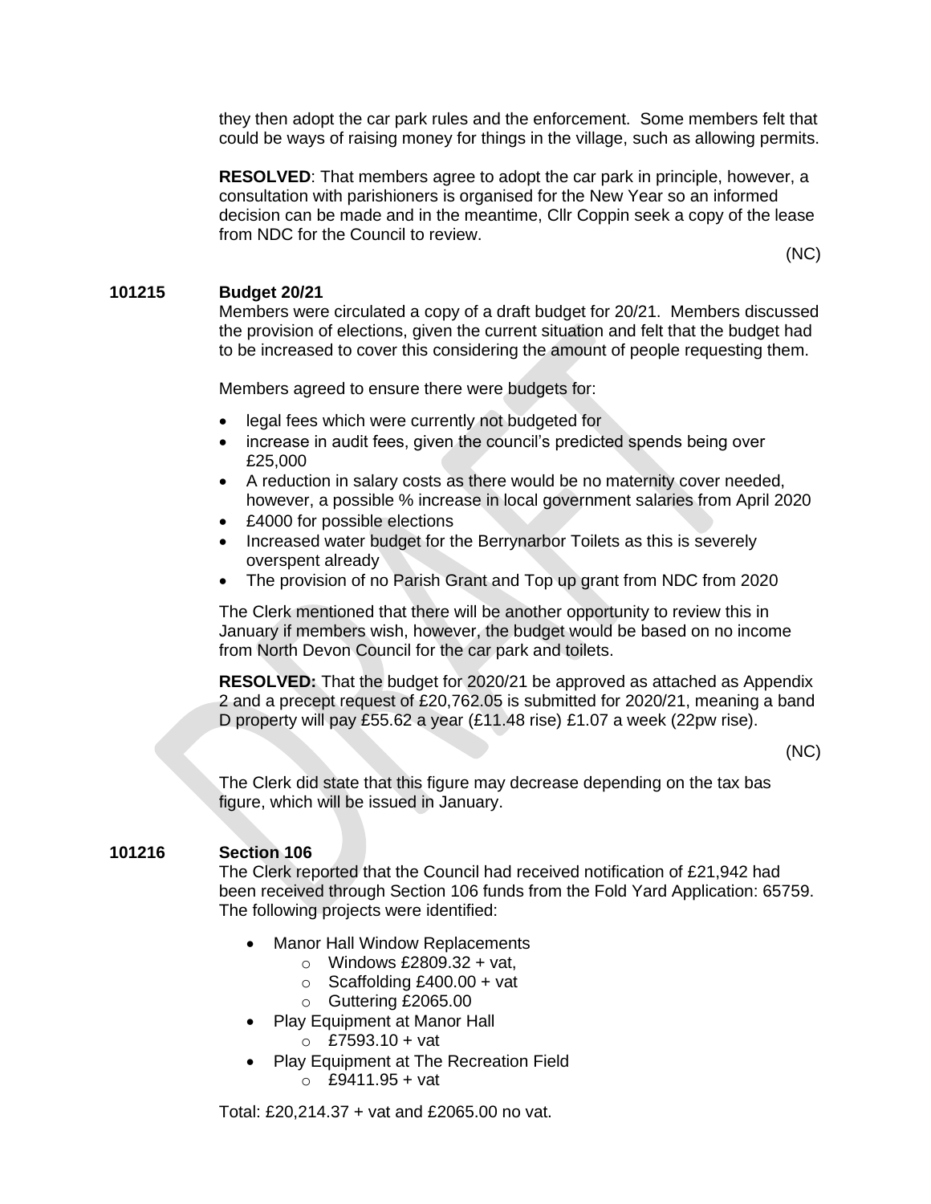they then adopt the car park rules and the enforcement. Some members felt that could be ways of raising money for things in the village, such as allowing permits.

**RESOLVED**: That members agree to adopt the car park in principle, however, a consultation with parishioners is organised for the New Year so an informed decision can be made and in the meantime, Cllr Coppin seek a copy of the lease from NDC for the Council to review.

(NC)

**101215 Budget 20/21**

Members were circulated a copy of a draft budget for 20/21. Members discussed the provision of elections, given the current situation and felt that the budget had to be increased to cover this considering the amount of people requesting them.

Members agreed to ensure there were budgets for:

- legal fees which were currently not budgeted for
- increase in audit fees, given the council's predicted spends being over £25,000
- A reduction in salary costs as there would be no maternity cover needed, however, a possible % increase in local government salaries from April 2020
- £4000 for possible elections
- Increased water budget for the Berrynarbor Toilets as this is severely overspent already
- The provision of no Parish Grant and Top up grant from NDC from 2020

The Clerk mentioned that there will be another opportunity to review this in January if members wish, however, the budget would be based on no income from North Devon Council for the car park and toilets.

**RESOLVED:** That the budget for 2020/21 be approved as attached as Appendix 2 and a precept request of £20,762.05 is submitted for 2020/21, meaning a band D property will pay £55.62 a year (£11.48 rise) £1.07 a week (22pw rise).

(NC)

The Clerk did state that this figure may decrease depending on the tax bas figure, which will be issued in January.

**101216 Section 106**

The Clerk reported that the Council had received notification of £21,942 had been received through Section 106 funds from the Fold Yard Application: 65759. The following projects were identified:

- Manor Hall Window Replacements
  - Windows £2809.32 + vat,
  - Scaffolding £400.00 + vat
  - Guttering £2065.00
- Play Equipment at Manor Hall
  - £7593.10 + vat
- Play Equipment at The Recreation Field
  - £9411.95 + vat

Total: £20,214.37 + vat and £2065.00 no vat.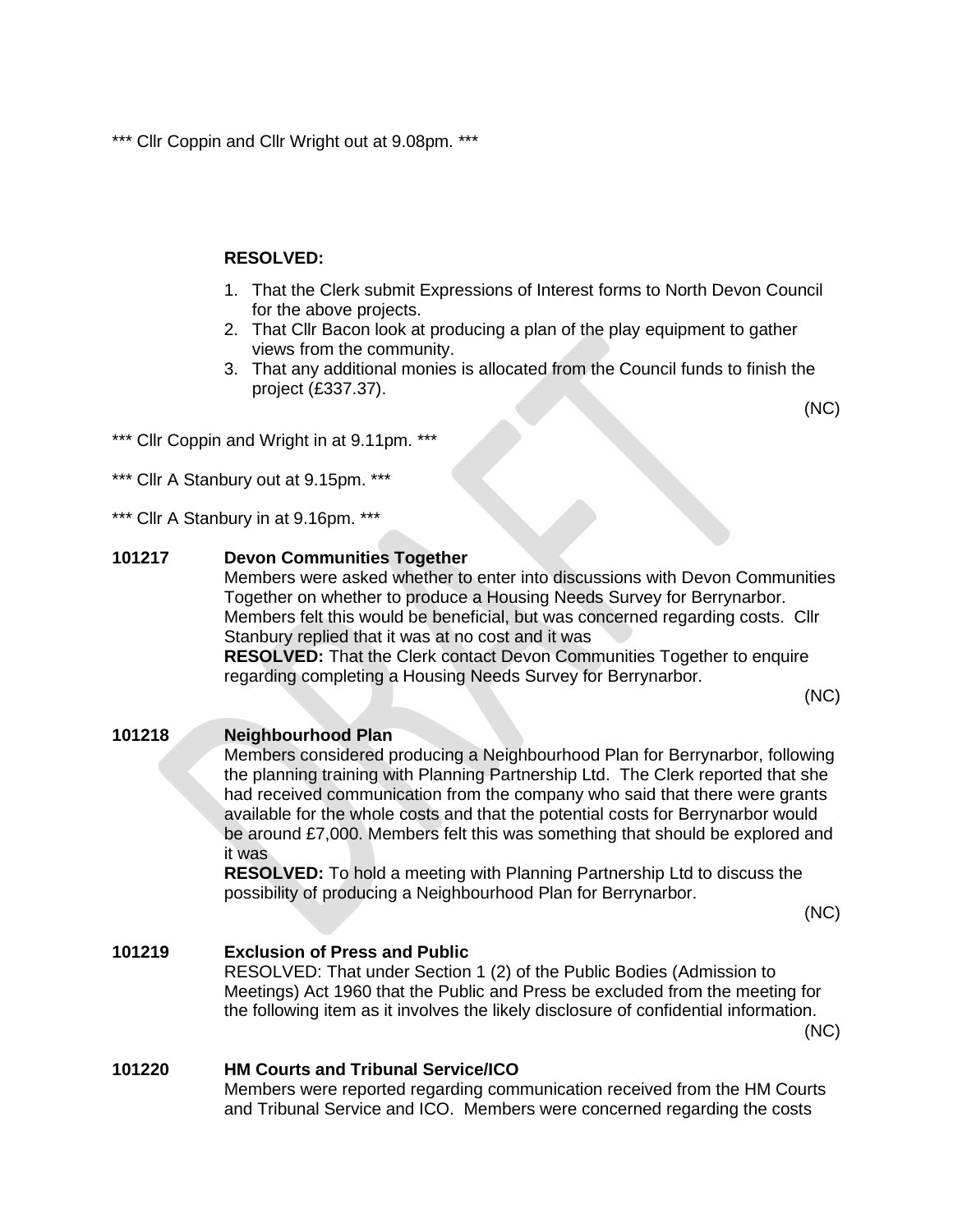*** Cllr Coppin and Cllr Wright out at 9.08pm. ***

**RESOLVED:**

1. That the Clerk submit Expressions of Interest forms to North Devon Council for the above projects.
2. That Cllr Bacon look at producing a plan of the play equipment to gather views from the community.
3. That any additional monies is allocated from the Council funds to finish the project (£337.37).

(NC)

*** Cllr Coppin and Wright in at 9.11pm. ***

*** Cllr A Stanbury out at 9.15pm. ***

*** Cllr A Stanbury in at 9.16pm. ***

**101217 Devon Communities Together**

Members were asked whether to enter into discussions with Devon Communities Together on whether to produce a Housing Needs Survey for Berrynarbor. Members felt this would be beneficial, but was concerned regarding costs. Cllr Stanbury replied that it was at no cost and it was

**RESOLVED:** That the Clerk contact Devon Communities Together to enquire regarding completing a Housing Needs Survey for Berrynarbor.

(NC)

**101218 Neighbourhood Plan**

Members considered producing a Neighbourhood Plan for Berrynarbor, following the planning training with Planning Partnership Ltd. The Clerk reported that she had received communication from the company who said that there were grants available for the whole costs and that the potential costs for Berrynarbor would be around £7,000. Members felt this was something that should be explored and it was

**RESOLVED:** To hold a meeting with Planning Partnership Ltd to discuss the possibility of producing a Neighbourhood Plan for Berrynarbor.

(NC)

**101219 Exclusion of Press and Public**

RESOLVED: That under Section 1 (2) of the Public Bodies (Admission to Meetings) Act 1960 that the Public and Press be excluded from the meeting for the following item as it involves the likely disclosure of confidential information.

(NC)

**101220 HM Courts and Tribunal Service/ICO**

Members were reported regarding communication received from the HM Courts and Tribunal Service and ICO. Members were concerned regarding the costs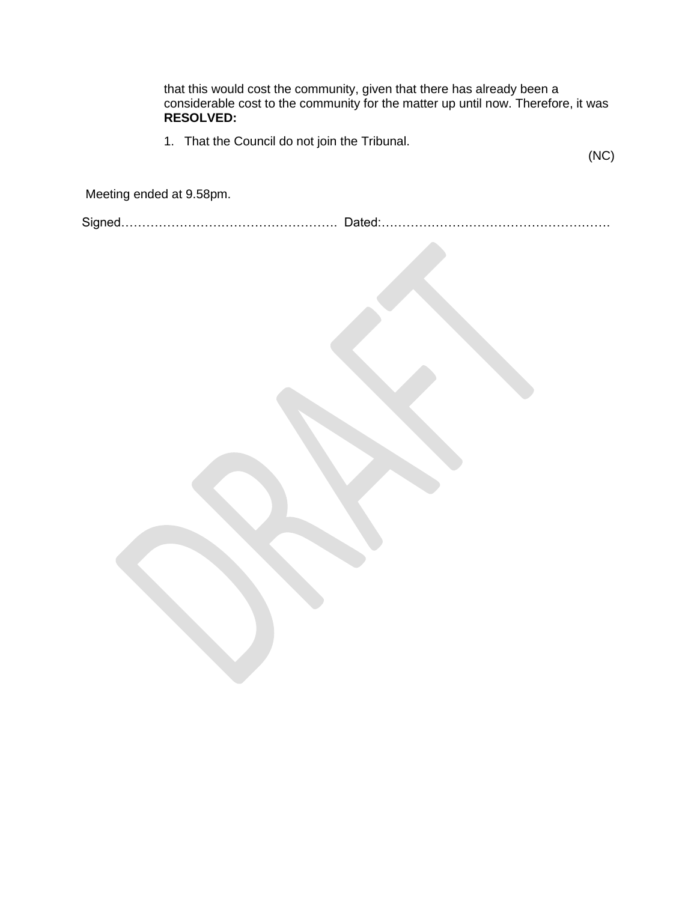that this would cost the community, given that there has already been a considerable cost to the community for the matter up until now. Therefore, it was **RESOLVED:**

1. That the Council do not join the Tribunal.

(NC)

Meeting ended at 9.58pm.

Signed…………………………………………… Dated:………………………………………………